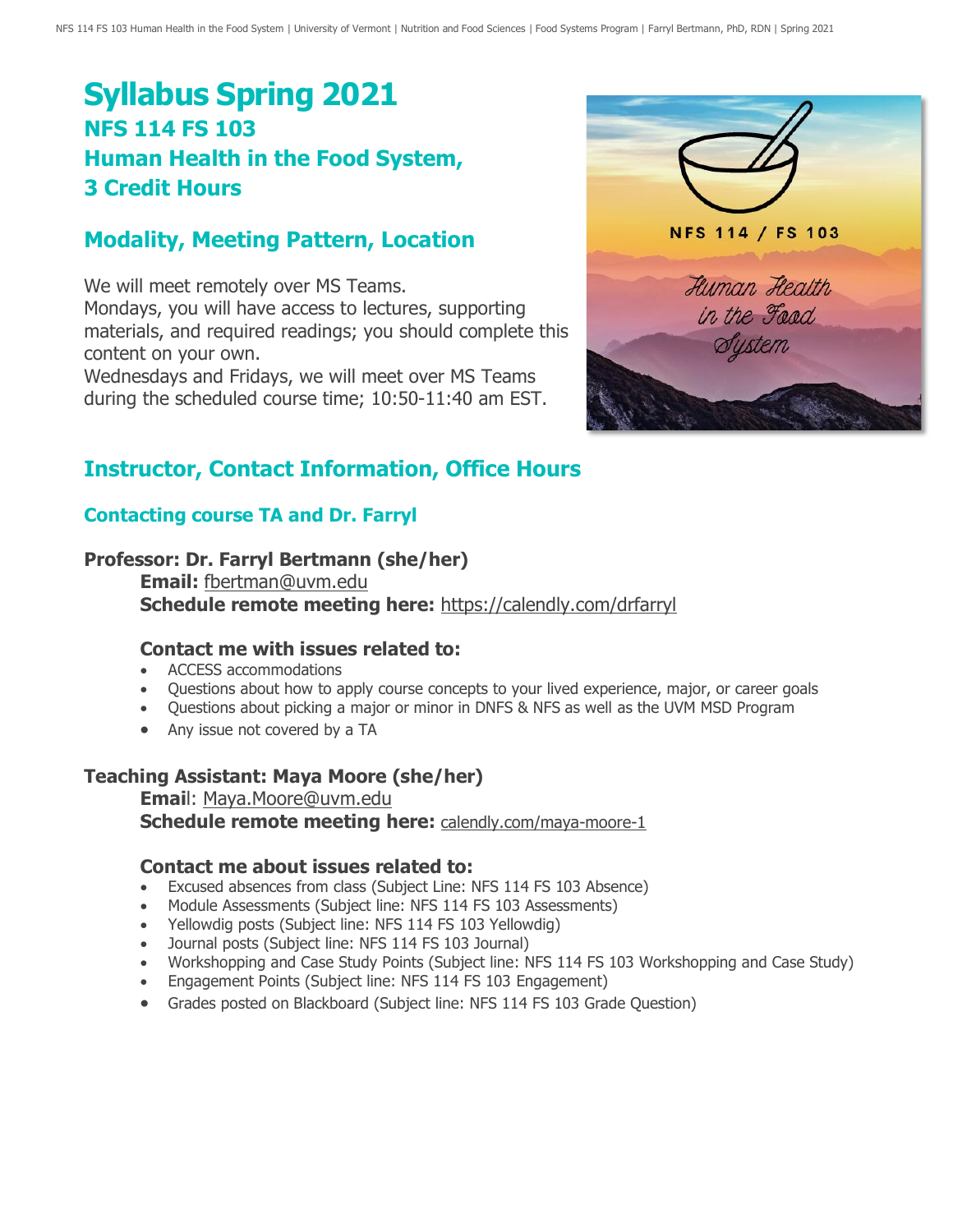# Syllabus Spring 2021
## NFS 114 FS 103
## Human Health in the Food System,
## 3 Credit Hours

## Modality, Meeting Pattern, Location

We will meet remotely over MS Teams.
Mondays, you will have access to lectures, supporting materials, and required readings; you should complete this content on your own.
Wednesdays and Fridays, we will meet over MS Teams during the scheduled course time; 10:50-11:40 am EST.

## Instructor, Contact Information, Office Hours

### Contacting course TA and Dr. Farryl

**Professor: Dr. Farryl Bertmann (she/her)**

**Email:** fbertman@uvm.edu
**Schedule remote meeting here:** https://calendly.com/drfarryl

**Contact me with issues related to:**

- ACCESS accommodations
- Questions about how to apply course concepts to your lived experience, major, or career goals
- Questions about picking a major or minor in DNFS & NFS as well as the UVM MSD Program
- Any issue not covered by a TA

**Teaching Assistant: Maya Moore (she/her)**

**Email**: Maya.Moore@uvm.edu
**Schedule remote meeting here:** calendly.com/maya-moore-1

**Contact me about issues related to:**

- Excused absences from class (Subject Line: NFS 114 FS 103 Absence)
- Module Assessments (Subject line: NFS 114 FS 103 Assessments)
- Yellowdig posts (Subject line: NFS 114 FS 103 Yellowdig)
- Journal posts (Subject line: NFS 114 FS 103 Journal)
- Workshopping and Case Study Points (Subject line: NFS 114 FS 103 Workshopping and Case Study)
- Engagement Points (Subject line: NFS 114 FS 103 Engagement)
- Grades posted on Blackboard (Subject line: NFS 114 FS 103 Grade Question)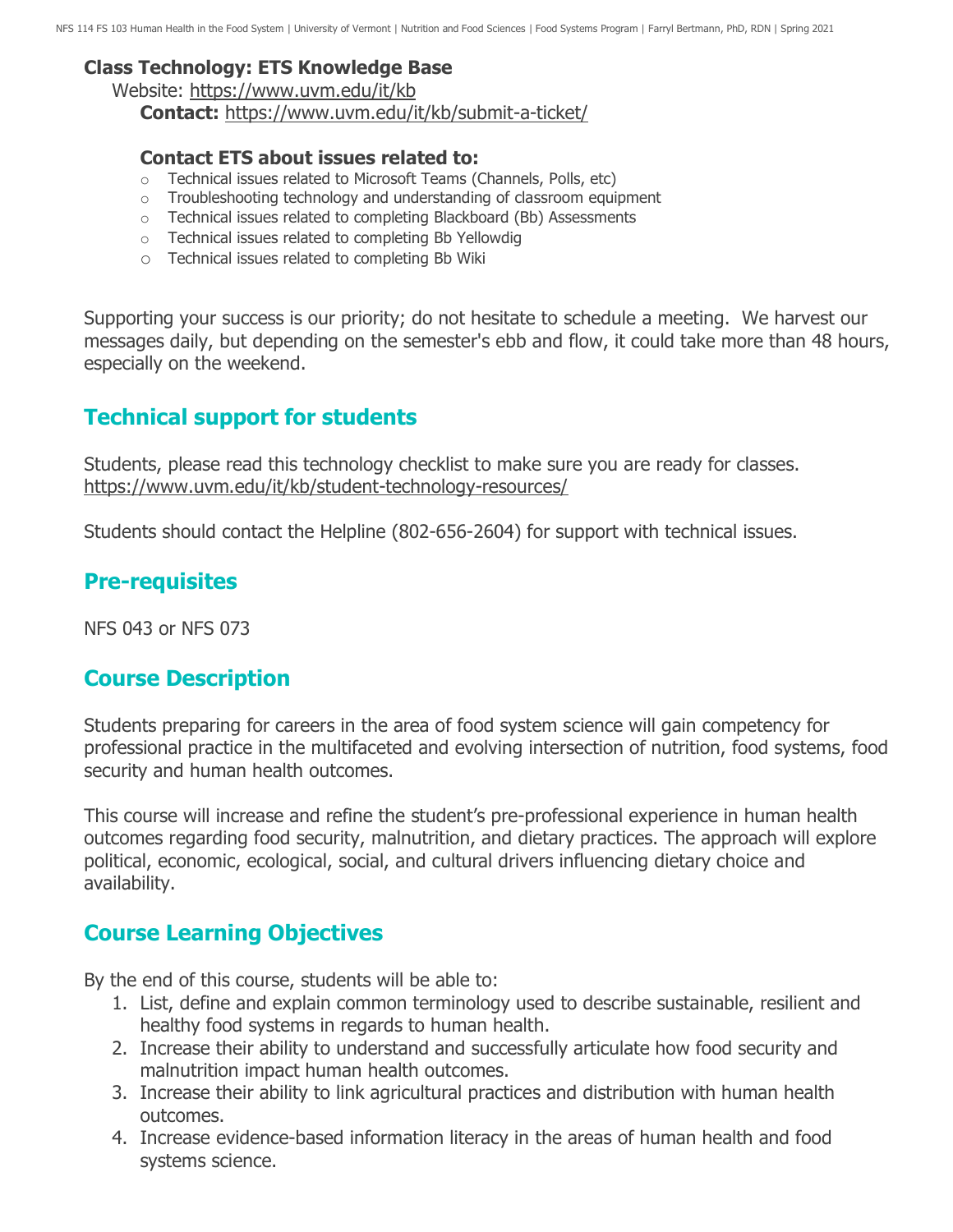**Class Technology: ETS Knowledge Base**

Website: https://www.uvm.edu/it/kb

**Contact:** https://www.uvm.edu/it/kb/submit-a-ticket/

**Contact ETS about issues related to:**

- Technical issues related to Microsoft Teams (Channels, Polls, etc)
- Troubleshooting technology and understanding of classroom equipment
- Technical issues related to completing Blackboard (Bb) Assessments
- Technical issues related to completing Bb Yellowdig
- Technical issues related to completing Bb Wiki

Supporting your success is our priority; do not hesitate to schedule a meeting. We harvest our messages daily, but depending on the semester's ebb and flow, it could take more than 48 hours, especially on the weekend.

## Technical support for students

Students, please read this technology checklist to make sure you are ready for classes. https://www.uvm.edu/it/kb/student-technology-resources/

Students should contact the Helpline (802-656-2604) for support with technical issues.

## Pre-requisites

NFS 043 or NFS 073

## Course Description

Students preparing for careers in the area of food system science will gain competency for professional practice in the multifaceted and evolving intersection of nutrition, food systems, food security and human health outcomes.

This course will increase and refine the student's pre-professional experience in human health outcomes regarding food security, malnutrition, and dietary practices. The approach will explore political, economic, ecological, social, and cultural drivers influencing dietary choice and availability.

## Course Learning Objectives

By the end of this course, students will be able to:

1. List, define and explain common terminology used to describe sustainable, resilient and healthy food systems in regards to human health.
2. Increase their ability to understand and successfully articulate how food security and malnutrition impact human health outcomes.
3. Increase their ability to link agricultural practices and distribution with human health outcomes.
4. Increase evidence-based information literacy in the areas of human health and food systems science.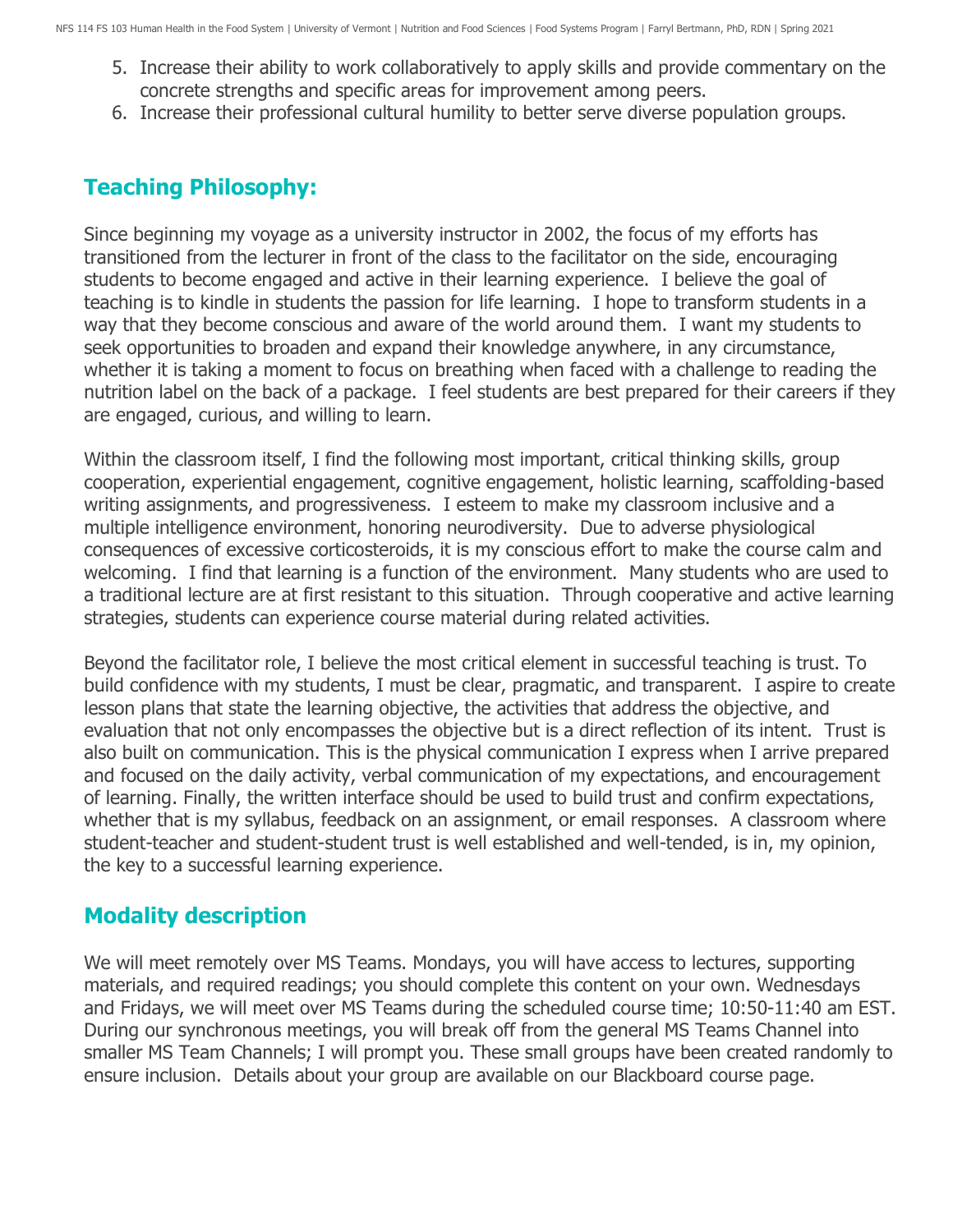5. Increase their ability to work collaboratively to apply skills and provide commentary on the concrete strengths and specific areas for improvement among peers.
6. Increase their professional cultural humility to better serve diverse population groups.

## Teaching Philosophy:

Since beginning my voyage as a university instructor in 2002, the focus of my efforts has transitioned from the lecturer in front of the class to the facilitator on the side, encouraging students to become engaged and active in their learning experience. I believe the goal of teaching is to kindle in students the passion for life learning. I hope to transform students in a way that they become conscious and aware of the world around them. I want my students to seek opportunities to broaden and expand their knowledge anywhere, in any circumstance, whether it is taking a moment to focus on breathing when faced with a challenge to reading the nutrition label on the back of a package. I feel students are best prepared for their careers if they are engaged, curious, and willing to learn.

Within the classroom itself, I find the following most important, critical thinking skills, group cooperation, experiential engagement, cognitive engagement, holistic learning, scaffolding-based writing assignments, and progressiveness. I esteem to make my classroom inclusive and a multiple intelligence environment, honoring neurodiversity. Due to adverse physiological consequences of excessive corticosteroids, it is my conscious effort to make the course calm and welcoming. I find that learning is a function of the environment. Many students who are used to a traditional lecture are at first resistant to this situation. Through cooperative and active learning strategies, students can experience course material during related activities.

Beyond the facilitator role, I believe the most critical element in successful teaching is trust. To build confidence with my students, I must be clear, pragmatic, and transparent. I aspire to create lesson plans that state the learning objective, the activities that address the objective, and evaluation that not only encompasses the objective but is a direct reflection of its intent. Trust is also built on communication. This is the physical communication I express when I arrive prepared and focused on the daily activity, verbal communication of my expectations, and encouragement of learning. Finally, the written interface should be used to build trust and confirm expectations, whether that is my syllabus, feedback on an assignment, or email responses. A classroom where student-teacher and student-student trust is well established and well-tended, is in, my opinion, the key to a successful learning experience.

## Modality description

We will meet remotely over MS Teams. Mondays, you will have access to lectures, supporting materials, and required readings; you should complete this content on your own. Wednesdays and Fridays, we will meet over MS Teams during the scheduled course time; 10:50-11:40 am EST. During our synchronous meetings, you will break off from the general MS Teams Channel into smaller MS Team Channels; I will prompt you. These small groups have been created randomly to ensure inclusion. Details about your group are available on our Blackboard course page.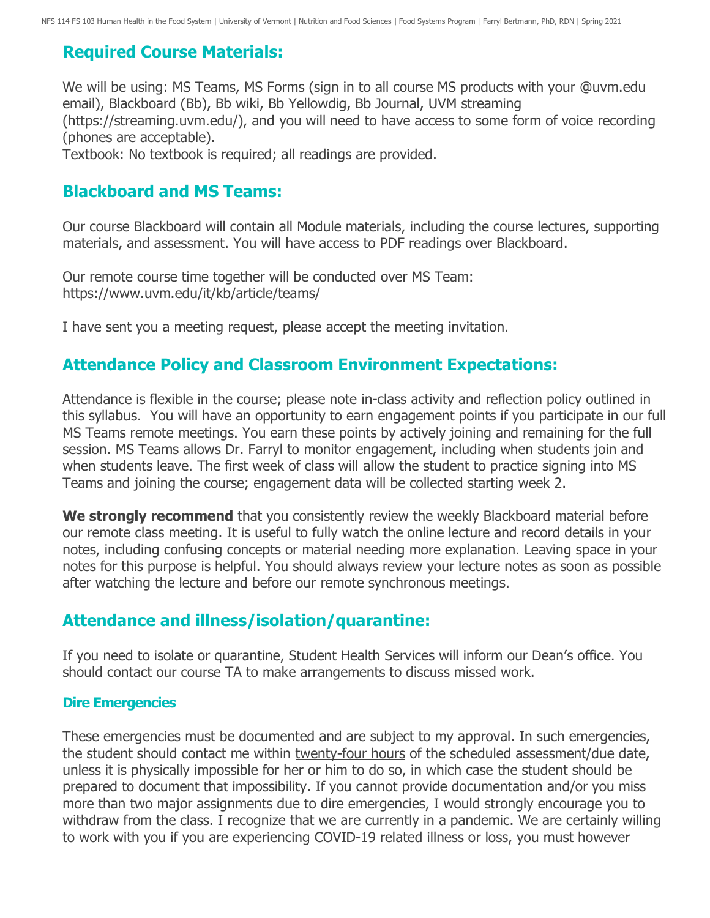## Required Course Materials:

We will be using: MS Teams, MS Forms (sign in to all course MS products with your @uvm.edu email), Blackboard (Bb), Bb wiki, Bb Yellowdig, Bb Journal, UVM streaming (https://streaming.uvm.edu/), and you will need to have access to some form of voice recording (phones are acceptable).

Textbook: No textbook is required; all readings are provided.

## Blackboard and MS Teams:

Our course Blackboard will contain all Module materials, including the course lectures, supporting materials, and assessment. You will have access to PDF readings over Blackboard.

Our remote course time together will be conducted over MS Team: https://www.uvm.edu/it/kb/article/teams/

I have sent you a meeting request, please accept the meeting invitation.

## Attendance Policy and Classroom Environment Expectations:

Attendance is flexible in the course; please note in-class activity and reflection policy outlined in this syllabus. You will have an opportunity to earn engagement points if you participate in our full MS Teams remote meetings. You earn these points by actively joining and remaining for the full session. MS Teams allows Dr. Farryl to monitor engagement, including when students join and when students leave. The first week of class will allow the student to practice signing into MS Teams and joining the course; engagement data will be collected starting week 2.

**We strongly recommend** that you consistently review the weekly Blackboard material before our remote class meeting. It is useful to fully watch the online lecture and record details in your notes, including confusing concepts or material needing more explanation. Leaving space in your notes for this purpose is helpful. You should always review your lecture notes as soon as possible after watching the lecture and before our remote synchronous meetings.

## Attendance and illness/isolation/quarantine:

If you need to isolate or quarantine, Student Health Services will inform our Dean's office. You should contact our course TA to make arrangements to discuss missed work.

### Dire Emergencies

These emergencies must be documented and are subject to my approval. In such emergencies, the student should contact me within twenty-four hours of the scheduled assessment/due date, unless it is physically impossible for her or him to do so, in which case the student should be prepared to document that impossibility. If you cannot provide documentation and/or you miss more than two major assignments due to dire emergencies, I would strongly encourage you to withdraw from the class. I recognize that we are currently in a pandemic. We are certainly willing to work with you if you are experiencing COVID-19 related illness or loss, you must however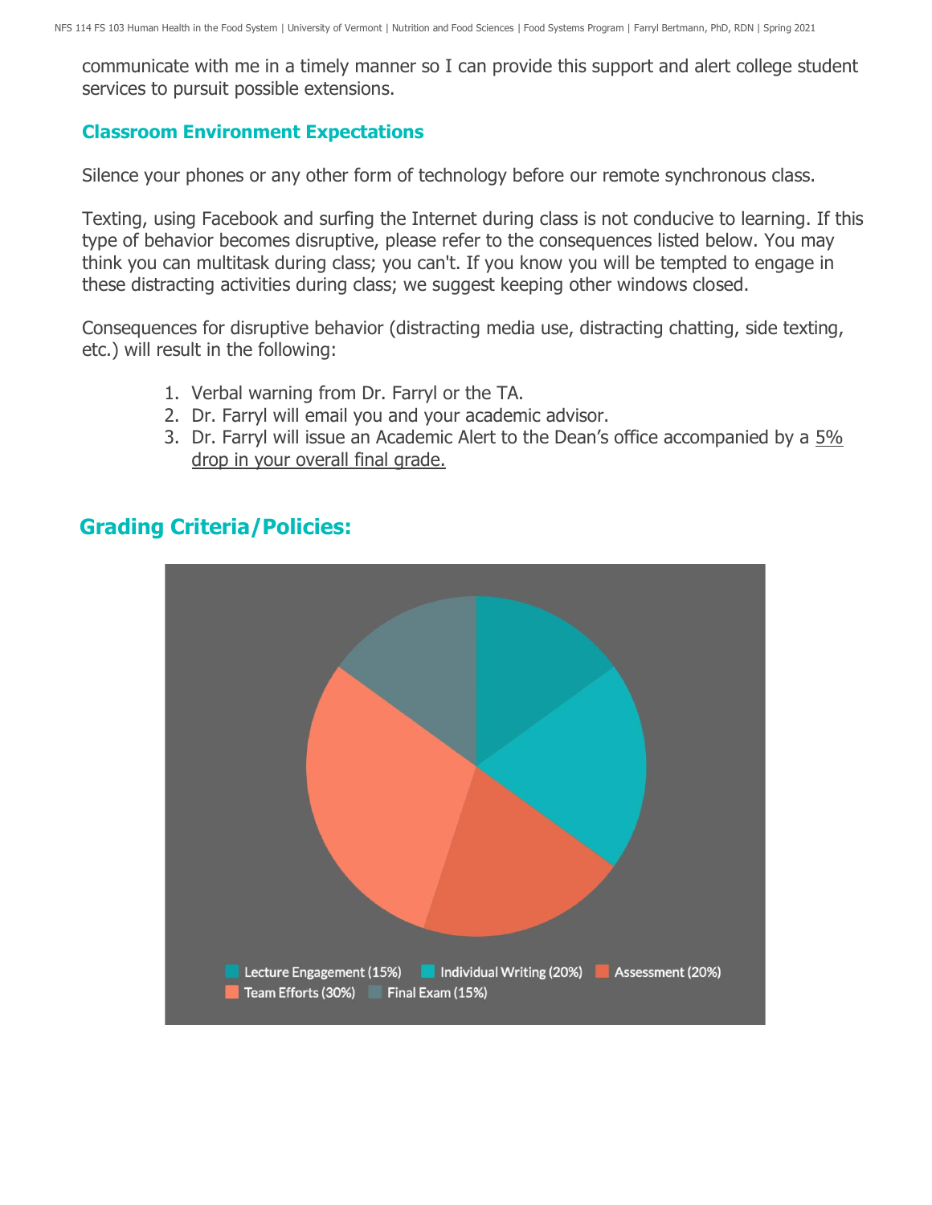communicate with me in a timely manner so I can provide this support and alert college student services to pursuit possible extensions.

### Classroom Environment Expectations

Silence your phones or any other form of technology before our remote synchronous class.

Texting, using Facebook and surfing the Internet during class is not conducive to learning. If this type of behavior becomes disruptive, please refer to the consequences listed below. You may think you can multitask during class; you can't. If you know you will be tempted to engage in these distracting activities during class; we suggest keeping other windows closed.

Consequences for disruptive behavior (distracting media use, distracting chatting, side texting, etc.) will result in the following:

1. Verbal warning from Dr. Farryl or the TA.
2. Dr. Farryl will email you and your academic advisor.
3. Dr. Farryl will issue an Academic Alert to the Dean's office accompanied by a 5% drop in your overall final grade.

## Grading Criteria/Policies:

Lecture Engagement (15%) | Individual Writing (20%) | Assessment (20%) | Team Efforts (30%) | Final Exam (15%)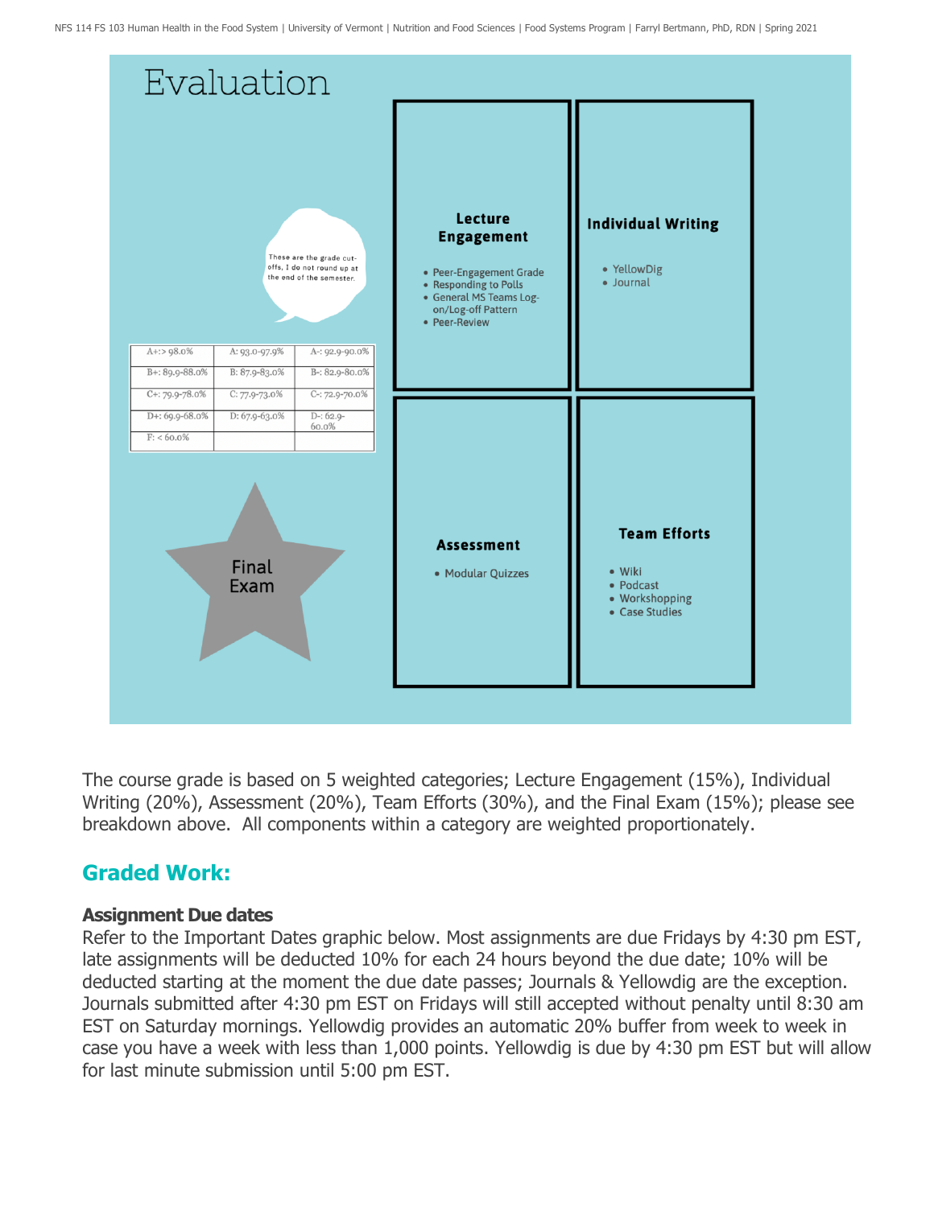# Evaluation

These are the grade cut-offs, I do not round up at the end of the semester.

| | | |
|---|---|---|
| A+:> 98.0% | A: 93.0-97.9% | A-: 92.9-90.0% |
| B+: 89.9-88.0% | B: 87.9-83.0% | B-: 82.9-80.0% |
| C+: 79.9-78.0% | C: 77.9-73.0% | C-: 72.9-70.0% |
| D+: 69.9-68.0% | D: 67.9-63.0% | D-: 62.9-60.0% |
| F: < 60.0% | | |

**Lecture Engagement**

- Peer-Engagement Grade
- Responding to Polls
- General MS Teams Log-on/Log-off Pattern
- Peer-Review

**Individual Writing**

- YellowDig
- Journal

**Assessment**

- Modular Quizzes

**Team Efforts**

- Wiki
- Podcast
- Workshopping
- Case Studies

**Final Exam**

The course grade is based on 5 weighted categories; Lecture Engagement (15%), Individual Writing (20%), Assessment (20%), Team Efforts (30%), and the Final Exam (15%); please see breakdown above. All components within a category are weighted proportionately.

## Graded Work:

### Assignment Due dates

Refer to the Important Dates graphic below. Most assignments are due Fridays by 4:30 pm EST, late assignments will be deducted 10% for each 24 hours beyond the due date; 10% will be deducted starting at the moment the due date passes; Journals & Yellowdig are the exception. Journals submitted after 4:30 pm EST on Fridays will still accepted without penalty until 8:30 am EST on Saturday mornings. Yellowdig provides an automatic 20% buffer from week to week in case you have a week with less than 1,000 points. Yellowdig is due by 4:30 pm EST but will allow for last minute submission until 5:00 pm EST.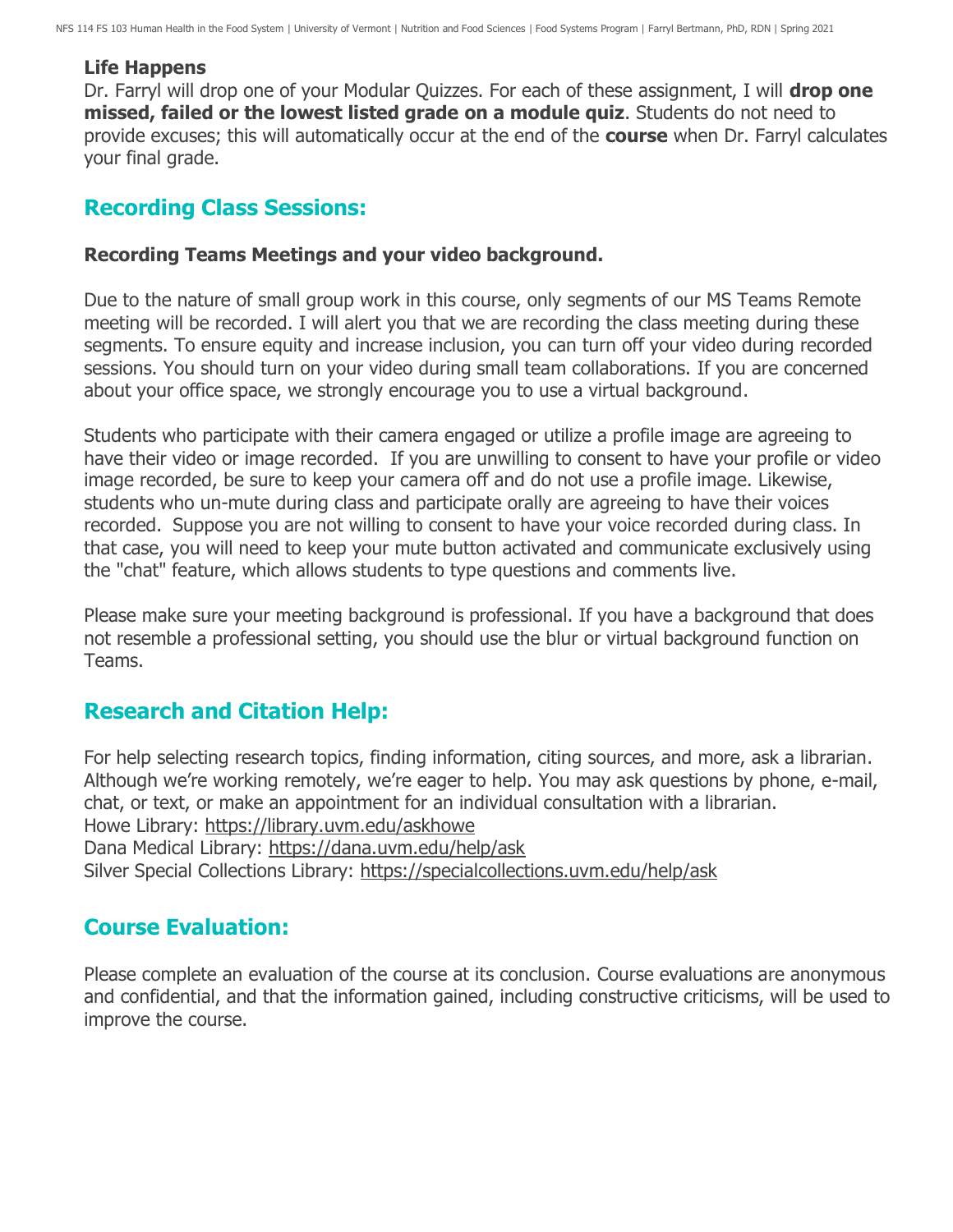**Life Happens**

Dr. Farryl will drop one of your Modular Quizzes. For each of these assignment, I will **drop one missed, failed or the lowest listed grade on a module quiz**. Students do not need to provide excuses; this will automatically occur at the end of the **course** when Dr. Farryl calculates your final grade.

## Recording Class Sessions:

**Recording Teams Meetings and your video background.**

Due to the nature of small group work in this course, only segments of our MS Teams Remote meeting will be recorded. I will alert you that we are recording the class meeting during these segments. To ensure equity and increase inclusion, you can turn off your video during recorded sessions. You should turn on your video during small team collaborations. If you are concerned about your office space, we strongly encourage you to use a virtual background.

Students who participate with their camera engaged or utilize a profile image are agreeing to have their video or image recorded. If you are unwilling to consent to have your profile or video image recorded, be sure to keep your camera off and do not use a profile image. Likewise, students who un-mute during class and participate orally are agreeing to have their voices recorded. Suppose you are not willing to consent to have your voice recorded during class. In that case, you will need to keep your mute button activated and communicate exclusively using the "chat" feature, which allows students to type questions and comments live.

Please make sure your meeting background is professional. If you have a background that does not resemble a professional setting, you should use the blur or virtual background function on Teams.

## Research and Citation Help:

For help selecting research topics, finding information, citing sources, and more, ask a librarian. Although we're working remotely, we're eager to help. You may ask questions by phone, e-mail, chat, or text, or make an appointment for an individual consultation with a librarian.
Howe Library: https://library.uvm.edu/askhowe
Dana Medical Library: https://dana.uvm.edu/help/ask
Silver Special Collections Library: https://specialcollections.uvm.edu/help/ask

## Course Evaluation:

Please complete an evaluation of the course at its conclusion. Course evaluations are anonymous and confidential, and that the information gained, including constructive criticisms, will be used to improve the course.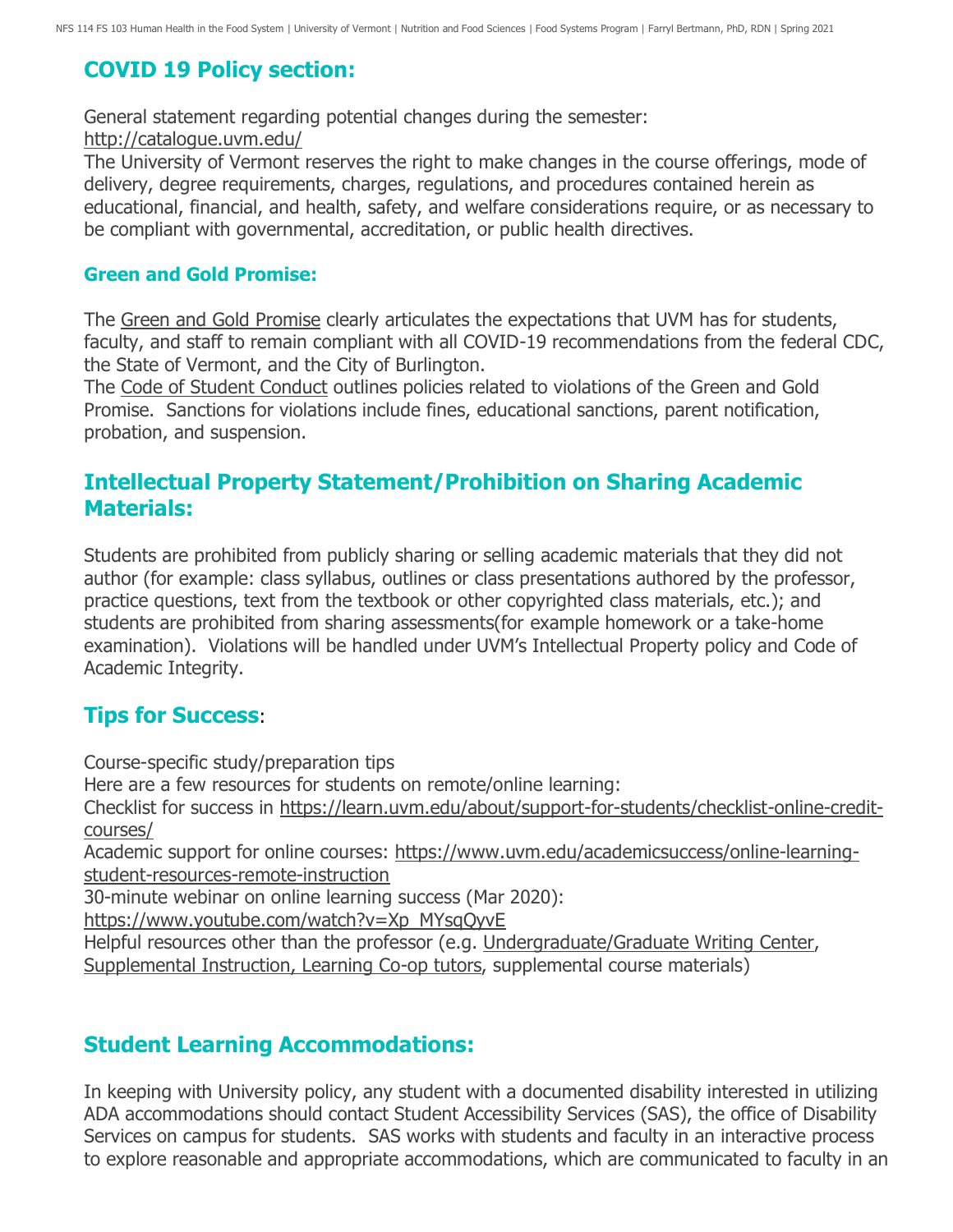## COVID 19 Policy section:

General statement regarding potential changes during the semester:
http://catalogue.uvm.edu/
The University of Vermont reserves the right to make changes in the course offerings, mode of delivery, degree requirements, charges, regulations, and procedures contained herein as educational, financial, and health, safety, and welfare considerations require, or as necessary to be compliant with governmental, accreditation, or public health directives.

### Green and Gold Promise:

The Green and Gold Promise clearly articulates the expectations that UVM has for students, faculty, and staff to remain compliant with all COVID-19 recommendations from the federal CDC, the State of Vermont, and the City of Burlington.
The Code of Student Conduct outlines policies related to violations of the Green and Gold Promise. Sanctions for violations include fines, educational sanctions, parent notification, probation, and suspension.

## Intellectual Property Statement/Prohibition on Sharing Academic Materials:

Students are prohibited from publicly sharing or selling academic materials that they did not author (for example: class syllabus, outlines or class presentations authored by the professor, practice questions, text from the textbook or other copyrighted class materials, etc.); and students are prohibited from sharing assessments(for example homework or a take-home examination). Violations will be handled under UVM's Intellectual Property policy and Code of Academic Integrity.

## Tips for Success:

Course-specific study/preparation tips
Here are a few resources for students on remote/online learning:
Checklist for success in https://learn.uvm.edu/about/support-for-students/checklist-online-credit-courses/
Academic support for online courses: https://www.uvm.edu/academicsuccess/online-learning-student-resources-remote-instruction
30-minute webinar on online learning success (Mar 2020):
https://www.youtube.com/watch?v=Xp_MYsqQyvE
Helpful resources other than the professor (e.g. Undergraduate/Graduate Writing Center, Supplemental Instruction, Learning Co-op tutors, supplemental course materials)

## Student Learning Accommodations:

In keeping with University policy, any student with a documented disability interested in utilizing ADA accommodations should contact Student Accessibility Services (SAS), the office of Disability Services on campus for students. SAS works with students and faculty in an interactive process to explore reasonable and appropriate accommodations, which are communicated to faculty in an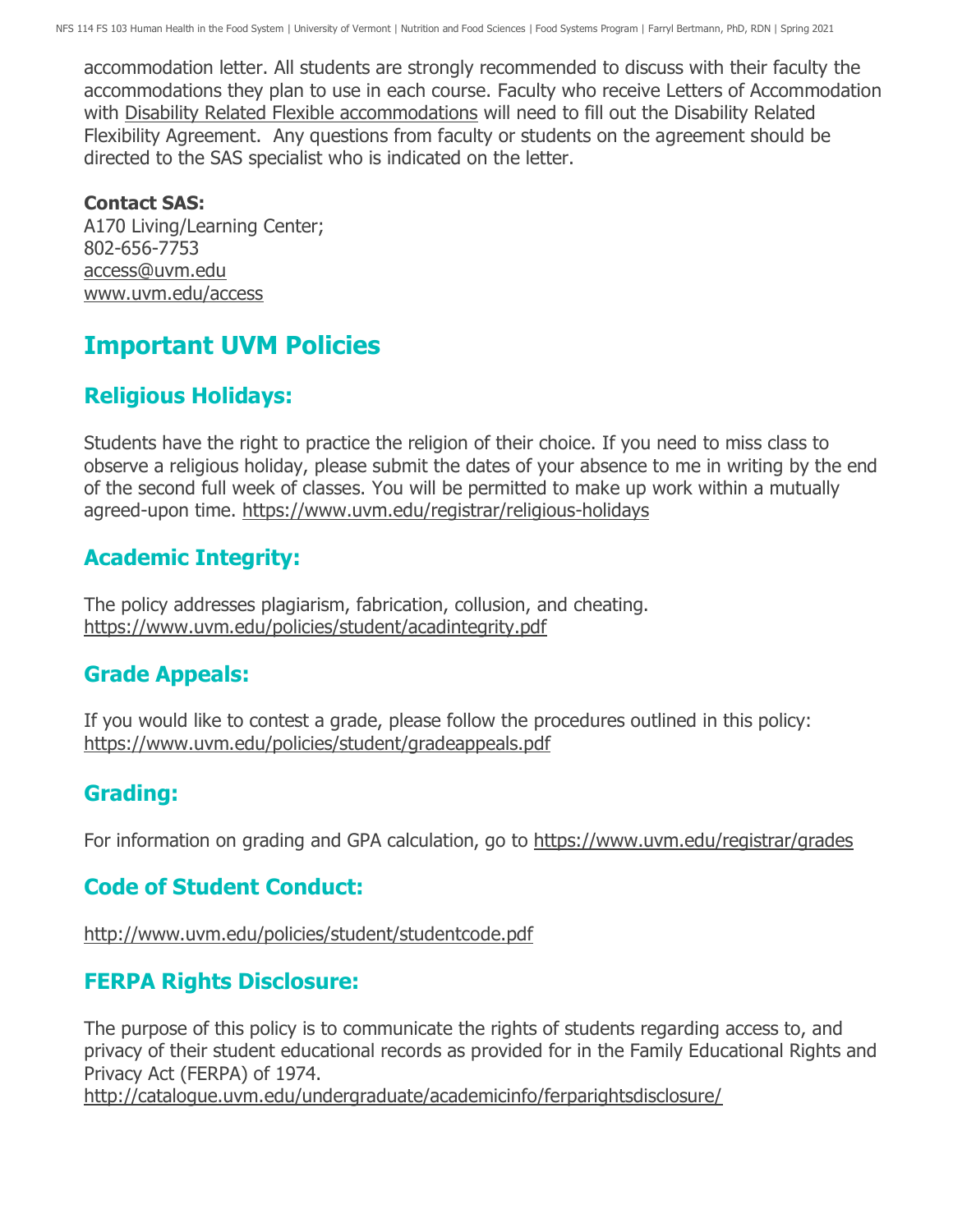accommodation letter. All students are strongly recommended to discuss with their faculty the accommodations they plan to use in each course. Faculty who receive Letters of Accommodation with Disability Related Flexible accommodations will need to fill out the Disability Related Flexibility Agreement. Any questions from faculty or students on the agreement should be directed to the SAS specialist who is indicated on the letter.

**Contact SAS:**
A170 Living/Learning Center;
802-656-7753
access@uvm.edu
www.uvm.edu/access

# Important UVM Policies

## Religious Holidays:

Students have the right to practice the religion of their choice. If you need to miss class to observe a religious holiday, please submit the dates of your absence to me in writing by the end of the second full week of classes. You will be permitted to make up work within a mutually agreed-upon time. https://www.uvm.edu/registrar/religious-holidays

## Academic Integrity:

The policy addresses plagiarism, fabrication, collusion, and cheating.
https://www.uvm.edu/policies/student/acadintegrity.pdf

## Grade Appeals:

If you would like to contest a grade, please follow the procedures outlined in this policy:
https://www.uvm.edu/policies/student/gradeappeals.pdf

## Grading:

For information on grading and GPA calculation, go to https://www.uvm.edu/registrar/grades

## Code of Student Conduct:

http://www.uvm.edu/policies/student/studentcode.pdf

## FERPA Rights Disclosure:

The purpose of this policy is to communicate the rights of students regarding access to, and privacy of their student educational records as provided for in the Family Educational Rights and Privacy Act (FERPA) of 1974.
http://catalogue.uvm.edu/undergraduate/academicinfo/ferparightsdisclosure/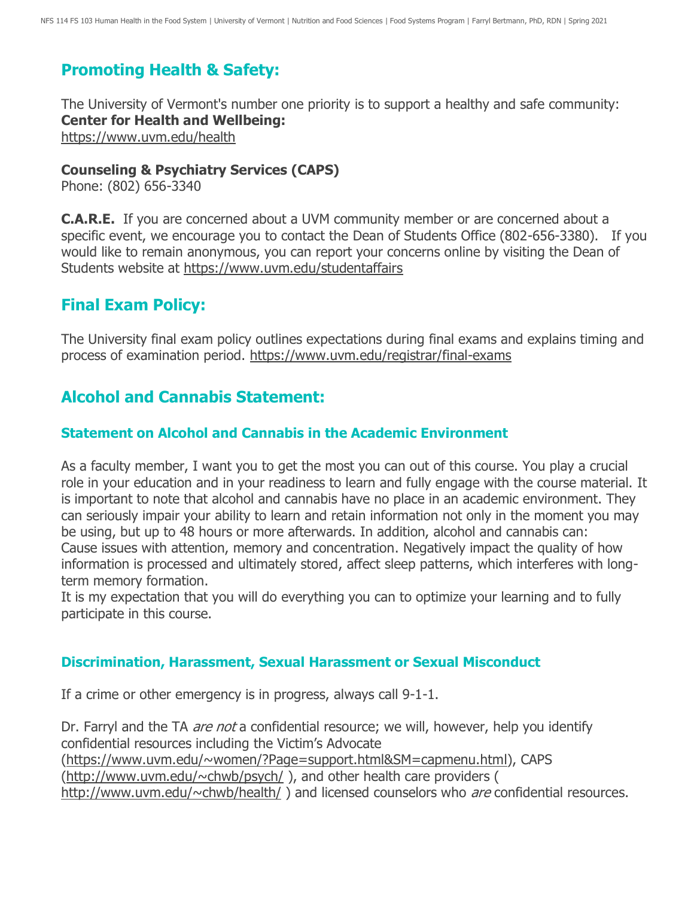## Promoting Health & Safety:

The University of Vermont's number one priority is to support a healthy and safe community:
**Center for Health and Wellbeing:**
https://www.uvm.edu/health

**Counseling & Psychiatry Services (CAPS)**
Phone: (802) 656-3340

**C.A.R.E.** If you are concerned about a UVM community member or are concerned about a specific event, we encourage you to contact the Dean of Students Office (802-656-3380). If you would like to remain anonymous, you can report your concerns online by visiting the Dean of Students website at https://www.uvm.edu/studentaffairs

## Final Exam Policy:

The University final exam policy outlines expectations during final exams and explains timing and process of examination period. https://www.uvm.edu/registrar/final-exams

## Alcohol and Cannabis Statement:

### Statement on Alcohol and Cannabis in the Academic Environment

As a faculty member, I want you to get the most you can out of this course. You play a crucial role in your education and in your readiness to learn and fully engage with the course material. It is important to note that alcohol and cannabis have no place in an academic environment. They can seriously impair your ability to learn and retain information not only in the moment you may be using, but up to 48 hours or more afterwards. In addition, alcohol and cannabis can: Cause issues with attention, memory and concentration. Negatively impact the quality of how information is processed and ultimately stored, affect sleep patterns, which interferes with long-term memory formation.
It is my expectation that you will do everything you can to optimize your learning and to fully participate in this course.

### Discrimination, Harassment, Sexual Harassment or Sexual Misconduct

If a crime or other emergency is in progress, always call 9-1-1.

Dr. Farryl and the TA *are not* a confidential resource; we will, however, help you identify confidential resources including the Victim's Advocate (https://www.uvm.edu/~women/?Page=support.html&SM=capmenu.html), CAPS (http://www.uvm.edu/~chwb/psych/ ), and other health care providers ( http://www.uvm.edu/~chwb/health/ ) and licensed counselors who *are* confidential resources.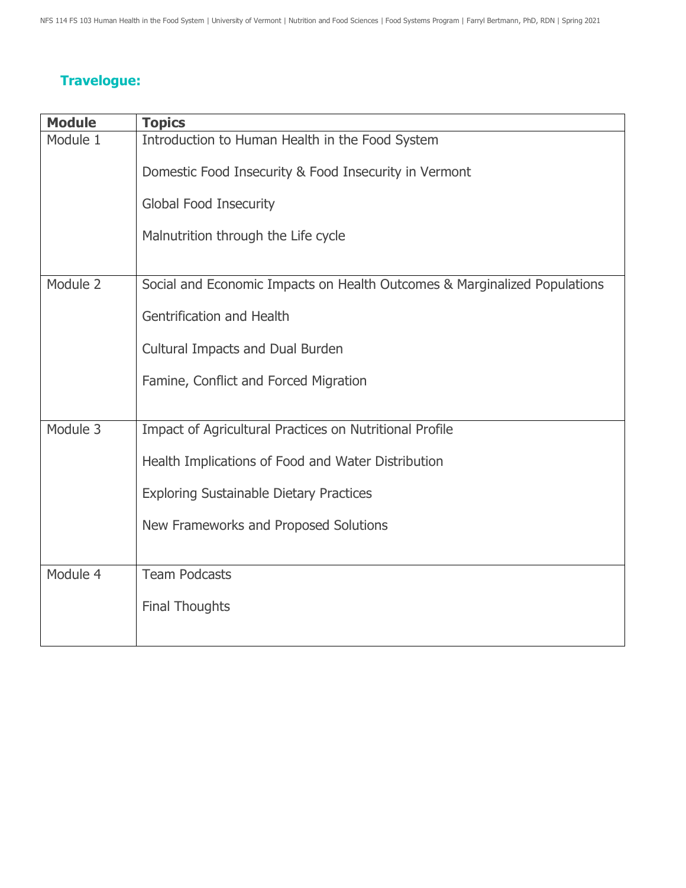## Travelogue:

| Module | Topics |
| --- | --- |
| Module 1 | Introduction to Human Health in the Food System<br><br>Domestic Food Insecurity & Food Insecurity in Vermont<br><br>Global Food Insecurity<br><br>Malnutrition through the Life cycle |
| Module 2 | Social and Economic Impacts on Health Outcomes & Marginalized Populations<br><br>Gentrification and Health<br><br>Cultural Impacts and Dual Burden<br><br>Famine, Conflict and Forced Migration |
| Module 3 | Impact of Agricultural Practices on Nutritional Profile<br><br>Health Implications of Food and Water Distribution<br><br>Exploring Sustainable Dietary Practices<br><br>New Frameworks and Proposed Solutions |
| Module 4 | Team Podcasts<br><br>Final Thoughts |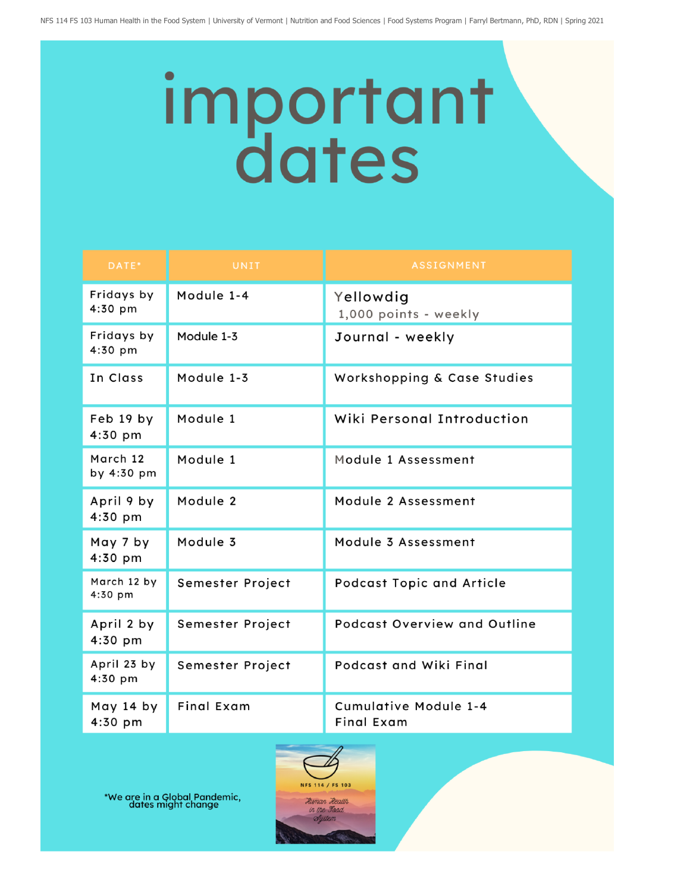# important dates

| DATE* | UNIT | ASSIGNMENT |
| --- | --- | --- |
| Fridays by 4:30 pm | Module 1-4 | Yellowdig 1,000 points - weekly |
| Fridays by 4:30 pm | Module 1-3 | Journal - weekly |
| In Class | Module 1-3 | Workshopping & Case Studies |
| Feb 19 by 4:30 pm | Module 1 | Wiki Personal Introduction |
| March 12 by 4:30 pm | Module 1 | Module 1 Assessment |
| April 9 by 4:30 pm | Module 2 | Module 2 Assessment |
| May 7 by 4:30 pm | Module 3 | Module 3 Assessment |
| March 12 by 4:30 pm | Semester Project | Podcast Topic and Article |
| April 2 by 4:30 pm | Semester Project | Podcast Overview and Outline |
| April 23 by 4:30 pm | Semester Project | Podcast and Wiki Final |
| May 14 by 4:30 pm | Final Exam | Cumulative Module 1-4 Final Exam |

*We are in a Global Pandemic, dates might change

NFS 114 / FS 103

Human Health in the Food System